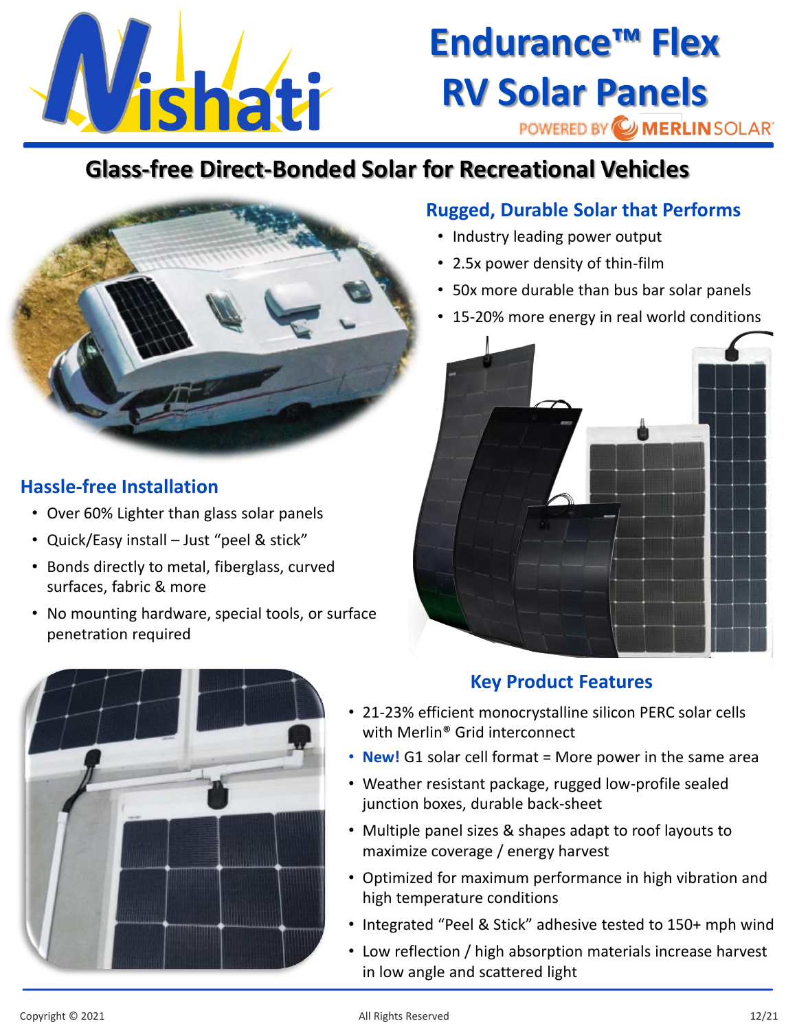# Endurance™ Flex RV Solar Panels

POWERED BY MERLINSOLAR®

## Glass-free Direct-Bonded Solar for Recreational Vehicles

### Rugged, Durable Solar that Performs

- Industry leading power output
- 2.5x power density of thin-film
- 50x more durable than bus bar solar panels
- 15-20% more energy in real world conditions

### Hassle-free Installation

- Over 60% Lighter than glass solar panels
- Quick/Easy install – Just "peel & stick"
- Bonds directly to metal, fiberglass, curved surfaces, fabric & more
- No mounting hardware, special tools, or surface penetration required

### Key Product Features

- 21-23% efficient monocrystalline silicon PERC solar cells with Merlin® Grid interconnect
- **New!** G1 solar cell format = More power in the same area
- Weather resistant package, rugged low-profile sealed junction boxes, durable back-sheet
- Multiple panel sizes & shapes adapt to roof layouts to maximize coverage / energy harvest
- Optimized for maximum performance in high vibration and high temperature conditions
- Integrated "Peel & Stick" adhesive tested to 150+ mph wind
- Low reflection / high absorption materials increase harvest in low angle and scattered light

Copyright © 2021 All Rights Reserved 12/21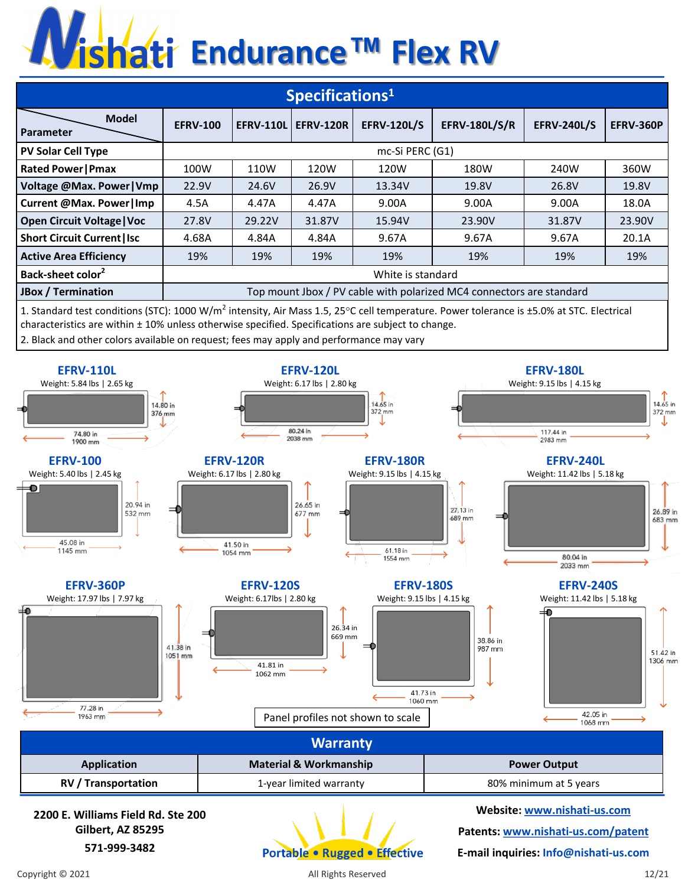# Nishati Endurance™ Flex RV

## Specifications[1]

| Model / Parameter | EFRV-100 | EFRV-110L | EFRV-120R | EFRV-120L/S | EFRV-180L/S/R | EFRV-240L/S | EFRV-360P |
|---|---|---|---|---|---|---|---|
| **PV Solar Cell Type** | mc-Si PERC (G1) | | | | | | |
| **Rated Power \| Pmax** | 100W | 110W | 120W | 120W | 180W | 240W | 360W |
| **Voltage @Max. Power \| Vmp** | 22.9V | 24.6V | 26.9V | 13.34V | 19.8V | 26.8V | 19.8V |
| **Current @Max. Power \| Imp** | 4.5A | 4.47A | 4.47A | 9.00A | 9.00A | 9.00A | 18.0A |
| **Open Circuit Voltage \| Voc** | 27.8V | 29.22V | 31.87V | 15.94V | 23.90V | 31.87V | 23.90V |
| **Short Circuit Current \| Isc** | 4.68A | 4.84A | 4.84A | 9.67A | 9.67A | 9.67A | 20.1A |
| **Active Area Efficiency** | 19% | 19% | 19% | 19% | 19% | 19% | 19% |
| **Back-sheet color[2]** | White is standard | | | | | | |
| **JBox / Termination** | Top mount Jbox / PV cable with polarized MC4 connectors are standard | | | | | | |

1. Standard test conditions (STC): 1000 W/m[2] intensity, Air Mass 1.5, 25°C cell temperature. Power tolerance is ±5.0% at STC. Electrical characteristics are within ± 10% unless otherwise specified. Specifications are subject to change.
2. Black and other colors available on request; fees may apply and performance may vary

**EFRV-110L**
Weight: 5.84 lbs | 2.65 kg
14.80 in / 376 mm
74.80 in / 1900 mm

**EFRV-120L**
Weight: 6.17 lbs | 2.80 kg
14.65 in / 372 mm
80.24 in / 2038 mm

**EFRV-180L**
Weight: 9.15 lbs | 4.15 kg
14.65 in / 372 mm
117.44 in / 2983 mm

**EFRV-100**
Weight: 5.40 lbs | 2.45 kg
20.94 in / 532 mm
45.08 in / 1145 mm

**EFRV-120R**
Weight: 6.17 lbs | 2.80 kg
26.65 in / 677 mm
41.50 in / 1054 mm

**EFRV-180R**
Weight: 9.15 lbs | 4.15 kg
27.13 in / 689 mm
61.18 in / 1554 mm

**EFRV-240L**
Weight: 11.42 lbs | 5.18 kg
26.89 in / 683 mm
80.04 in / 2033 mm

**EFRV-360P**
Weight: 17.97 lbs | 7.97 kg
41.38 in / 1051 mm
77.28 in / 1963 mm

**EFRV-120S**
Weight: 6.17lbs | 2.80 kg
26.34 in / 669 mm
41.81 in / 1062 mm

**EFRV-180S**
Weight: 9.15 lbs | 4.15 kg
38.86 in / 987 mm
41.73 in / 1060 mm

**EFRV-240S**
Weight: 11.42 lbs | 5.18 kg
51.42 in / 1306 mm
42.05 in / 1068 mm

Panel profiles not shown to scale

## Warranty

| Application | Material & Workmanship | Power Output |
|---|---|---|
| **RV / Transportation** | 1-year limited warranty | 80% minimum at 5 years |

2200 E. Williams Field Rd. Ste 200
Gilbert, AZ 85295
571-999-3482

Portable • Rugged • Effective

**Website:** www.nishati-us.com
**Patents:** www.nishati-us.com/patent
**E-mail inquiries:** Info@nishati-us.com

Copyright © 2021 All Rights Reserved 12/21